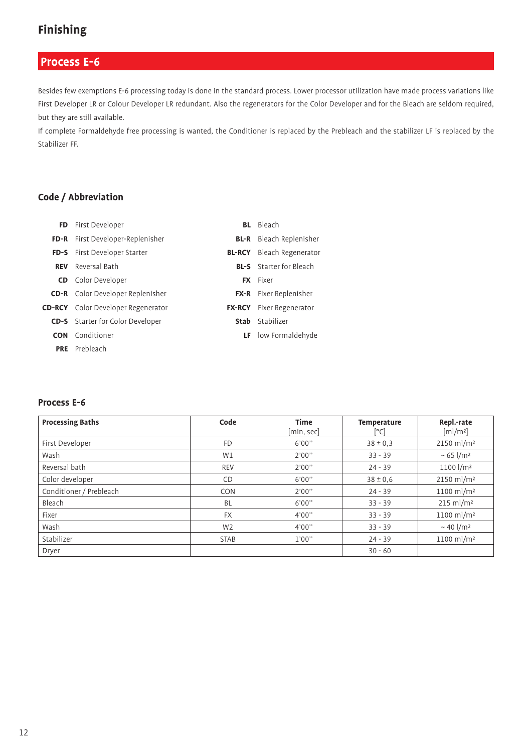# Finishing

## Process E-6

Besides few exemptions E-6 processing today is done in the standard process. Lower processor utilization have made process variations like First Developer LR or Colour Developer LR redundant. Also the regenerators for the Color Developer and for the Bleach are seldom required, but they are still available.

If complete Formaldehyde free processing is wanted, the Conditioner is replaced by the Prebleach and the stabilizer LF is replaced by the Stabilizer FF.

### Code / Abbreviation

| | | | |
|---|---|---|---|
| **FD** | First Developer | **BL** | Bleach |
| **FD-R** | First Developer-Replenisher | **BL-R** | Bleach Replenisher |
| **FD-S** | First Developer Starter | **BL-RCY** | Bleach Regenerator |
| **REV** | Reversal Bath | **BL-S** | Starter for Bleach |
| **CD** | Color Developer | **FX** | Fixer |
| **CD-R** | Color Developer Replenisher | **FX-R** | Fixer Replenisher |
| **CD-RCY** | Color Developer Regenerator | **FX-RCY** | Fixer Regenerator |
| **CD-S** | Starter for Color Developer | **Stab** | Stabilizer |
| **CON** | Conditioner | **LF** | low Formaldehyde |
| **PRE** | Prebleach | | |

### Process E-6

| Processing Baths | Code | Time [min, sec] | Temperature [°C] | Repl.-rate [ml/m²] |
|---|---|---|---|---|
| First Developer | FD | 6'00'' | 38 ± 0,3 | 2150 ml/m² |
| Wash | W1 | 2'00'' | 33 - 39 | ~ 65 l/m² |
| Reversal bath | REV | 2'00'' | 24 - 39 | 1100 l/m² |
| Color developer | CD | 6'00'' | 38 ± 0,6 | 2150 ml/m² |
| Conditioner / Prebleach | CON | 2'00'' | 24 - 39 | 1100 ml/m² |
| Bleach | BL | 6'00'' | 33 - 39 | 215 ml/m² |
| Fixer | FX | 4'00'' | 33 - 39 | 1100 ml/m² |
| Wash | W2 | 4'00'' | 33 - 39 | ~ 40 l/m² |
| Stabilizer | STAB | 1'00'' | 24 - 39 | 1100 ml/m² |
| Dryer | | | 30 - 60 | |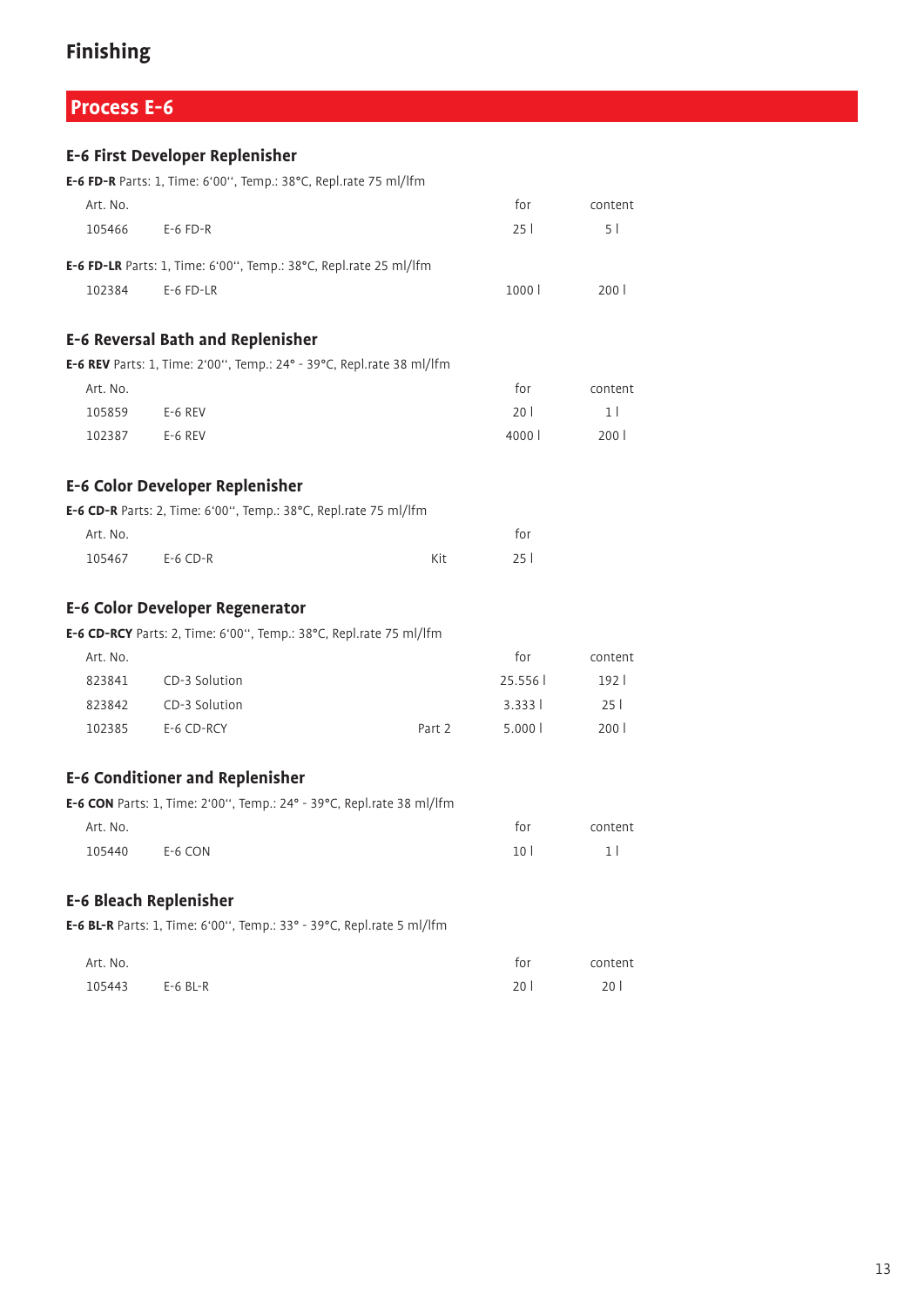# Finishing

## Process E-6

### E-6 First Developer Replenisher

**E-6 FD-R** Parts: 1, Time: 6'00'', Temp.: 38°C, Repl.rate 75 ml/lfm

| Art. No. | | | for | content |
|---|---|---|---|---|
| 105466 | E-6 FD-R | | 25 l | 5 l |

**E-6 FD-LR** Parts: 1, Time: 6'00'', Temp.: 38°C, Repl.rate 25 ml/lfm

| Art. No. | | | for | content |
|---|---|---|---|---|
| 102384 | E-6 FD-LR | | 1000 l | 200 l |

### E-6 Reversal Bath and Replenisher

**E-6 REV** Parts: 1, Time: 2'00'', Temp.: 24° - 39°C, Repl.rate 38 ml/lfm

| Art. No. | | | for | content |
|---|---|---|---|---|
| 105859 | E-6 REV | | 20 l | 1 l |
| 102387 | E-6 REV | | 4000 l | 200 l |

### E-6 Color Developer Replenisher

**E-6 CD-R** Parts: 2, Time: 6'00'', Temp.: 38°C, Repl.rate 75 ml/lfm

| Art. No. | | | for |
|---|---|---|---|
| 105467 | E-6 CD-R | Kit | 25 l |

### E-6 Color Developer Regenerator

**E-6 CD-RCY** Parts: 2, Time: 6'00'', Temp.: 38°C, Repl.rate 75 ml/lfm

| Art. No. | | | for | content |
|---|---|---|---|---|
| 823841 | CD-3 Solution | | 25.556 l | 192 l |
| 823842 | CD-3 Solution | | 3.333 l | 25 l |
| 102385 | E-6 CD-RCY | Part 2 | 5.000 l | 200 l |

### E-6 Conditioner and Replenisher

**E-6 CON** Parts: 1, Time: 2'00'', Temp.: 24° - 39°C, Repl.rate 38 ml/lfm

| Art. No. | | | for | content |
|---|---|---|---|---|
| 105440 | E-6 CON | | 10 l | 1 l |

### E-6 Bleach Replenisher

**E-6 BL-R** Parts: 1, Time: 6'00'', Temp.: 33° - 39°C, Repl.rate 5 ml/lfm

| Art. No. | | | for | content |
|---|---|---|---|---|
| 105443 | E-6 BL-R | | 20 l | 20 l |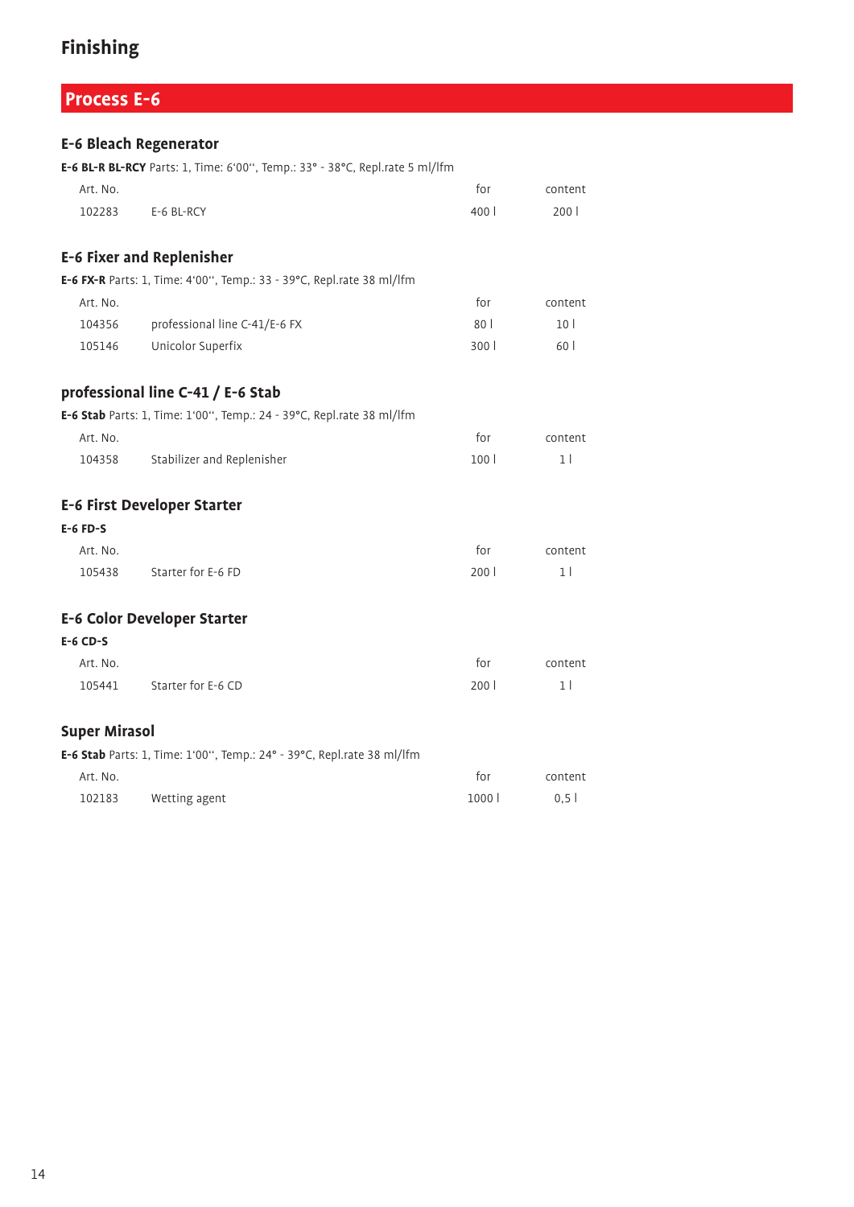# Finishing

## Process E-6

### E-6 Bleach Regenerator

**E-6 BL-R BL-RCY** Parts: 1, Time: 6‘00‘‘, Temp.: 33° - 38°C, Repl.rate 5 ml/lfm

| Art. No. | | for | content |
|---|---|---|---|
| 102283 | E-6 BL-RCY | 400 l | 200 l |

### E-6 Fixer and Replenisher

**E-6 FX-R** Parts: 1, Time: 4‘00‘‘, Temp.: 33 - 39°C, Repl.rate 38 ml/lfm

| Art. No. | | for | content |
|---|---|---|---|
| 104356 | professional line C-41/E-6 FX | 80 l | 10 l |
| 105146 | Unicolor Superfix | 300 l | 60 l |

### professional line C-41 / E-6 Stab

**E-6 Stab** Parts: 1, Time: 1‘00‘‘, Temp.: 24 - 39°C, Repl.rate 38 ml/lfm

| Art. No. | | for | content |
|---|---|---|---|
| 104358 | Stabilizer and Replenisher | 100 l | 1 l |

### E-6 First Developer Starter

**E-6 FD-S**

| Art. No. | | for | content |
|---|---|---|---|
| 105438 | Starter for E-6 FD | 200 l | 1 l |

### E-6 Color Developer Starter

**E-6 CD-S**

| Art. No. | | for | content |
|---|---|---|---|
| 105441 | Starter for E-6 CD | 200 l | 1 l |

### Super Mirasol

**E-6 Stab** Parts: 1, Time: 1‘00‘‘, Temp.: 24° - 39°C, Repl.rate 38 ml/lfm

| Art. No. | | for | content |
|---|---|---|---|
| 102183 | Wetting agent | 1000 l | 0,5 l |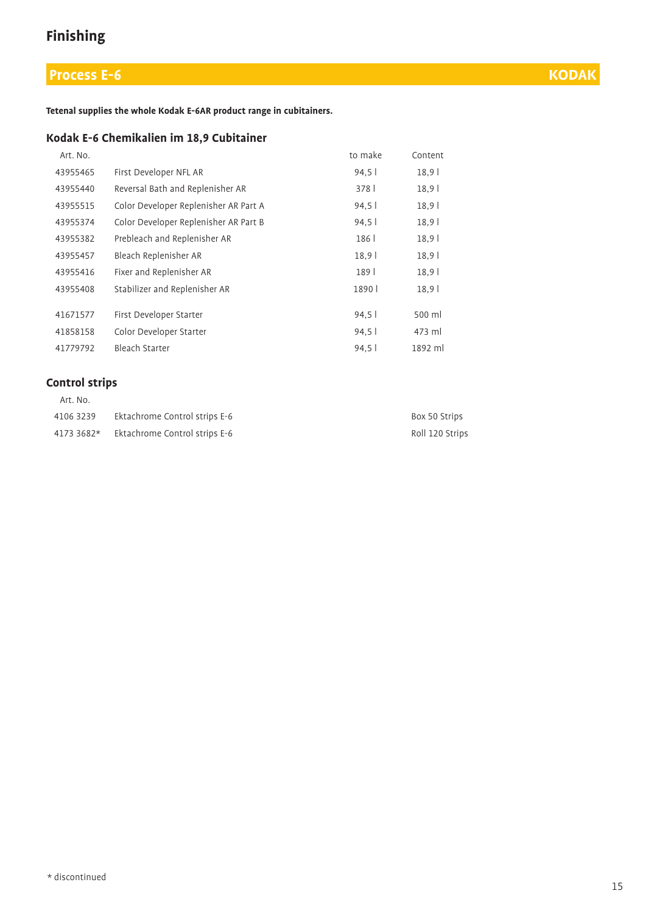# Finishing

## Process E-6 KODAK

**Tetenal supplies the whole Kodak E-6AR product range in cubitainers.**

### Kodak E-6 Chemikalien im 18,9 Cubitainer

| Art. No. | | to make | Content |
|---|---|---|---|
| 43955465 | First Developer NFL AR | 94,5 l | 18,9 l |
| 43955440 | Reversal Bath and Replenisher AR | 378 l | 18,9 l |
| 43955515 | Color Developer Replenisher AR Part A | 94,5 l | 18,9 l |
| 43955374 | Color Developer Replenisher AR Part B | 94,5 l | 18,9 l |
| 43955382 | Prebleach and Replenisher AR | 186 l | 18,9 l |
| 43955457 | Bleach Replenisher AR | 18,9 l | 18,9 l |
| 43955416 | Fixer and Replenisher AR | 189 l | 18,9 l |
| 43955408 | Stabilizer and Replenisher AR | 1890 l | 18,9 l |
| 41671577 | First Developer Starter | 94,5 l | 500 ml |
| 41858158 | Color Developer Starter | 94,5 l | 473 ml |
| 41779792 | Bleach Starter | 94,5 l | 1892 ml |

### Control strips

| Art. No. | | |
|---|---|---|
| 4106 3239 | Ektachrome Control strips E-6 | Box 50 Strips |
| 4173 3682* | Ektachrome Control strips E-6 | Roll 120 Strips |

\* discontinued